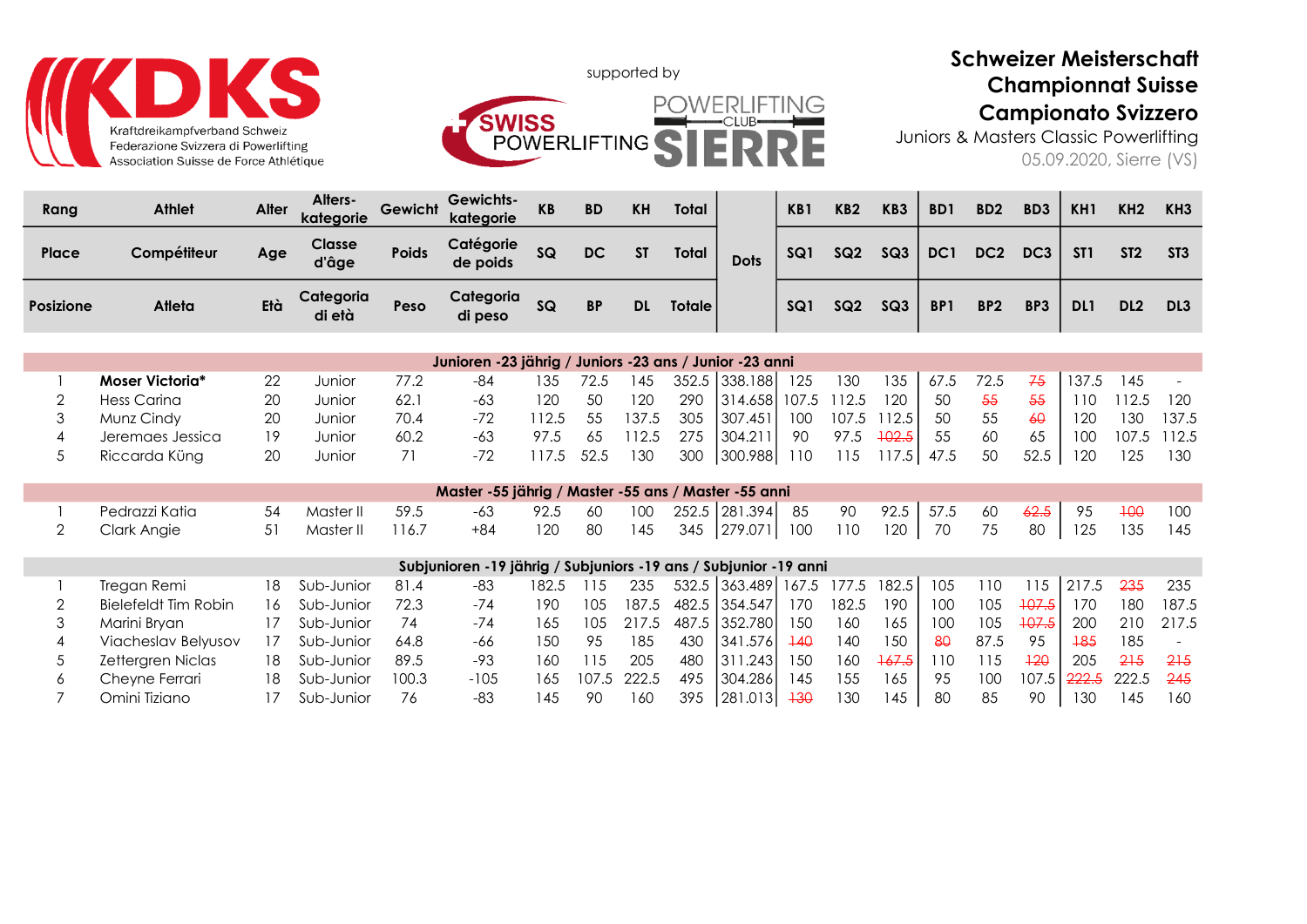KDKS
Kraftdreikampfverband Schweiz
Federazione Svizzera di Powerlifting
Association Suisse de Force Athlétique

supported by

SWISS POWERLIFTING
POWERLIFTING CLUB SIERRE

# Schweizer Meisterschaft
# Championat Suisse
# Campionato Svizzero

Juniors & Masters Classic Powerlifting

05.09.2020, Sierre (VS)

| Rang / Place / Posizione | Athlet / Compétiteur / Atleta | Alter / Age / Età | Alterskategorie / Classe d'âge / Categoria di età | Gewicht / Poids / Peso | Gewichtskategorie / Catégorie de poids / Categoria di peso | KB / SQ / SQ | BD / DC / BP | KH / ST / DL | Total / Total / Totale | Dots | KB1 / SQ1 / SQ1 | KB2 / SQ2 / SQ2 | KB3 / SQ3 / SQ3 | BD1 / DC1 / BP1 | BD2 / DC2 / BP2 | BD3 / DC3 / BP3 | KH1 / ST1 / DL1 | KH2 / ST2 / DL2 | KH3 / ST3 / DL3 |
|---|---|---|---|---|---|---|---|---|---|---|---|---|---|---|---|---|---|---|---|
| **Junioren -23 jährig / Juniors -23 ans / Junior -23 anni** | | | | | | | | | | | | | | | | | | | |
| 1 | **Moser Victoria*** | 22 | Junior | 77.2 | -84 | 135 | 72.5 | 145 | 352.5 | 338.188 | 125 | 130 | 135 | 67.5 | 72.5 | ~~75~~ | 137.5 | 145 | - |
| 2 | Hess Carina | 20 | Junior | 62.1 | -63 | 120 | 50 | 120 | 290 | 314.658 | 107.5 | 112.5 | 120 | 50 | ~~55~~ | ~~55~~ | 110 | 112.5 | 120 |
| 3 | Munz Cindy | 20 | Junior | 70.4 | -72 | 112.5 | 55 | 137.5 | 305 | 307.451 | 100 | 107.5 | 112.5 | 50 | 55 | ~~60~~ | 120 | 130 | 137.5 |
| 4 | Jeremaes Jessica | 19 | Junior | 60.2 | -63 | 97.5 | 65 | 112.5 | 275 | 304.211 | 90 | 97.5 | ~~102.5~~ | 55 | 60 | 65 | 100 | 107.5 | 112.5 |
| 5 | Riccarda Küng | 20 | Junior | 71 | -72 | 117.5 | 52.5 | 130 | 300 | 300.988 | 110 | 115 | 117.5 | 47.5 | 50 | 52.5 | 120 | 125 | 130 |
| **Master -55 jährig / Master -55 ans / Master -55 anni** | | | | | | | | | | | | | | | | | | | |
| 1 | Pedrazzi Katia | 54 | Master II | 59.5 | -63 | 92.5 | 60 | 100 | 252.5 | 281.394 | 85 | 90 | 92.5 | 57.5 | 60 | ~~62.5~~ | 95 | ~~100~~ | 100 |
| 2 | Clark Angie | 51 | Master II | 116.7 | +84 | 120 | 80 | 145 | 345 | 279.071 | 100 | 110 | 120 | 70 | 75 | 80 | 125 | 135 | 145 |
| **Subjunioren -19 jährig / Subjuniors -19 ans / Subjunior -19 anni** | | | | | | | | | | | | | | | | | | | |
| 1 | Tregan Remi | 18 | Sub-Junior | 81.4 | -83 | 182.5 | 115 | 235 | 532.5 | 363.489 | 167.5 | 177.5 | 182.5 | 105 | 110 | 115 | 217.5 | ~~235~~ | 235 |
| 2 | Bielefeldt Tim Robin | 16 | Sub-Junior | 72.3 | -74 | 190 | 105 | 187.5 | 482.5 | 354.547 | 170 | 182.5 | 190 | 100 | 105 | ~~107.5~~ | 170 | 180 | 187.5 |
| 3 | Marini Bryan | 17 | Sub-Junior | 74 | -74 | 165 | 105 | 217.5 | 487.5 | 352.780 | 150 | 160 | 165 | 100 | 105 | ~~107.5~~ | 200 | 210 | 217.5 |
| 4 | Viacheslav Belyusov | 17 | Sub-Junior | 64.8 | -66 | 150 | 95 | 185 | 430 | 341.576 | ~~140~~ | 140 | 150 | ~~80~~ | 87.5 | 95 | ~~185~~ | 185 | - |
| 5 | Zettergren Niclas | 18 | Sub-Junior | 89.5 | -93 | 160 | 115 | 205 | 480 | 311.243 | 150 | 160 | ~~167.5~~ | 110 | 115 | ~~120~~ | 205 | ~~215~~ | ~~215~~ |
| 6 | Cheyne Ferrari | 18 | Sub-Junior | 100.3 | -105 | 165 | 107.5 | 222.5 | 495 | 304.286 | 145 | 155 | 165 | 95 | 100 | 107.5 | ~~222.5~~ | 222.5 | ~~245~~ |
| 7 | Omini Tiziano | 17 | Sub-Junior | 76 | -83 | 145 | 90 | 160 | 395 | 281.013 | ~~130~~ | 130 | 145 | 80 | 85 | 90 | 130 | 145 | 160 |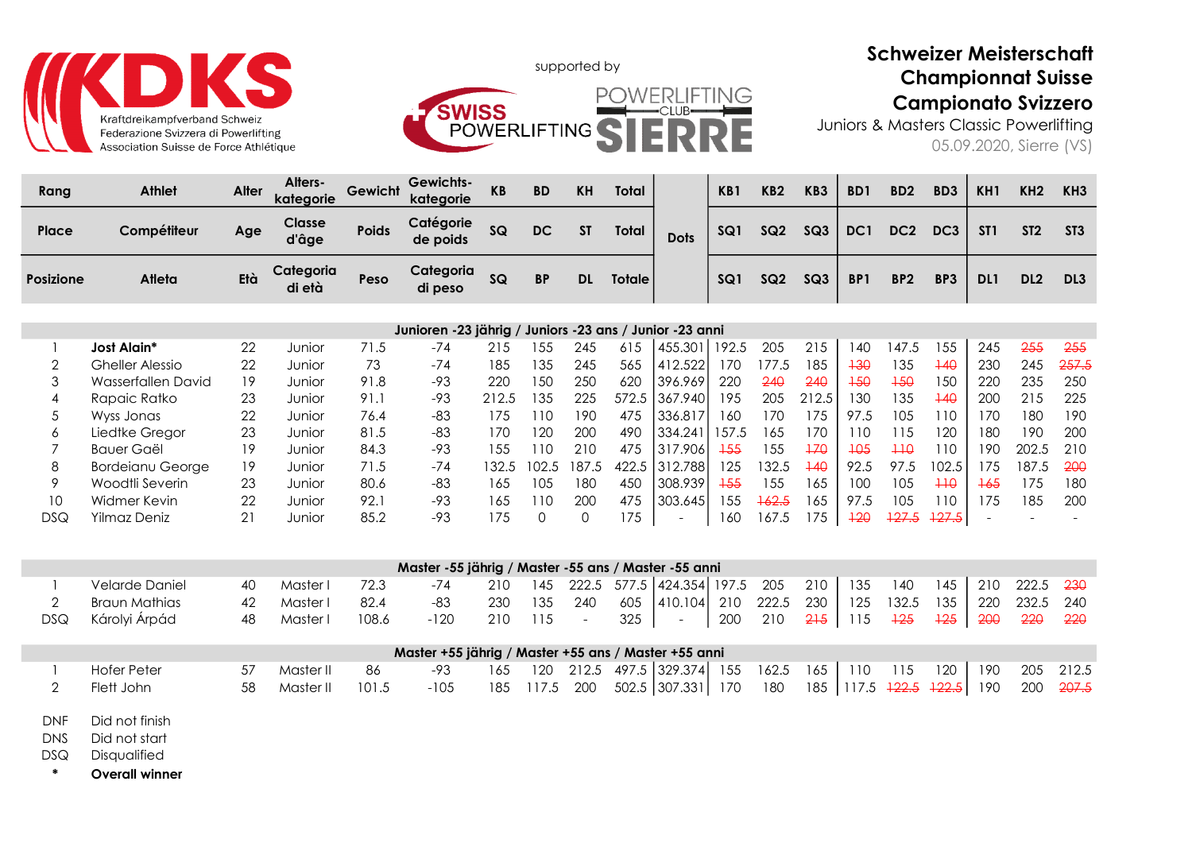KDKS
Kraftdreikampfverband Schweiz
Federazione Svizzera di Powerlifting
Association Suisse de Force Athlétique

supported by

SWISS POWERLIFTING

POWERLIFTING CLUB SIERRE

# Schweizer Meisterschaft
# Championnat Suisse
# Campionato Svizzero

Juniors & Masters Classic Powerlifting

05.09.2020, Sierre (VS)

| Rang / Place / Posizione | Athlet / Compétiteur / Atleta | Alter / Age / Età | Alters-kategorie / Classe d'âge / Categoria di età | Gewicht / Poids / Peso | Gewichts-kategorie / Catégorie de poids / Categoria di peso | KB / SQ / SQ | BD / DC / BP | KH / ST / DL | Total / Total / Totale | Dots | KB1 / SQ1 / SQ1 | KB2 / SQ2 / SQ2 | KB3 / SQ3 / SQ3 | BD1 / DC1 / BP1 | BD2 / DC2 / BP2 | BD3 / DC3 / BP3 | KH1 / ST1 / DL1 | KH2 / ST2 / DL2 | KH3 / ST3 / DL3 |
|---|---|---|---|---|---|---|---|---|---|---|---|---|---|---|---|---|---|---|---|
| | | | | | Junioren -23 jährig / Juniors -23 ans / Junior -23 anni | | | | | | | | | | | | | | |
| 1 | **Jost Alain*** | 22 | Junior | 71.5 | -74 | 215 | 155 | 245 | 615 | 455.301 | 192.5 | 205 | 215 | 140 | 147.5 | 155 | 245 | ~~255~~ | ~~255~~ |
| 2 | Gheller Alessio | 22 | Junior | 73 | -74 | 185 | 135 | 245 | 565 | 412.522 | 170 | 177.5 | 185 | ~~130~~ | 135 | ~~140~~ | 230 | 245 | ~~257.5~~ |
| 3 | Wasserfallen David | 19 | Junior | 91.8 | -93 | 220 | 150 | 250 | 620 | 396.969 | 220 | ~~240~~ | ~~240~~ | ~~150~~ | ~~150~~ | 150 | 220 | 235 | 250 |
| 4 | Rapaic Ratko | 23 | Junior | 91.1 | -93 | 212.5 | 135 | 225 | 572.5 | 367.940 | 195 | 205 | 212.5 | 130 | 135 | ~~140~~ | 200 | 215 | 225 |
| 5 | Wyss Jonas | 22 | Junior | 76.4 | -83 | 175 | 110 | 190 | 475 | 336.817 | 160 | 170 | 175 | 97.5 | 105 | 110 | 170 | 180 | 190 |
| 6 | Liedtke Gregor | 23 | Junior | 81.5 | -83 | 170 | 120 | 200 | 490 | 334.241 | 157.5 | 165 | 170 | 110 | 115 | 120 | 180 | 190 | 200 |
| 7 | Bauer Gaël | 19 | Junior | 84.3 | -93 | 155 | 110 | 210 | 475 | 317.906 | ~~155~~ | 155 | ~~170~~ | ~~105~~ | ~~110~~ | 110 | 190 | 202.5 | 210 |
| 8 | Bordeianu George | 19 | Junior | 71.5 | -74 | 132.5 | 102.5 | 187.5 | 422.5 | 312.788 | 125 | 132.5 | ~~140~~ | 92.5 | 97.5 | 102.5 | 175 | 187.5 | ~~200~~ |
| 9 | Woodtli Severin | 23 | Junior | 80.6 | -83 | 165 | 105 | 180 | 450 | 308.939 | ~~155~~ | 155 | 165 | 100 | 105 | ~~110~~ | ~~165~~ | 175 | 180 |
| 10 | Widmer Kevin | 22 | Junior | 92.1 | -93 | 165 | 110 | 200 | 475 | 303.645 | 155 | ~~162.5~~ | 165 | 97.5 | 105 | 110 | 175 | 185 | 200 |
| DSQ | Yilmaz Deniz | 21 | Junior | 85.2 | -93 | 175 | 0 | 0 | 175 | - | 160 | 167.5 | 175 | ~~120~~ | ~~127.5~~ | ~~127.5~~ | - | - | - |
| | | | | | Master -55 jährig / Master -55 ans / Master -55 anni | | | | | | | | | | | | | | |
| 1 | Velarde Daniel | 40 | Master I | 72.3 | -74 | 210 | 145 | 222.5 | 577.5 | 424.354 | 197.5 | 205 | 210 | 135 | 140 | 145 | 210 | 222.5 | ~~230~~ |
| 2 | Braun Mathias | 42 | Master I | 82.4 | -83 | 230 | 135 | 240 | 605 | 410.104 | 210 | 222.5 | 230 | 125 | 132.5 | 135 | 220 | 232.5 | 240 |
| DSQ | Károlyi Árpád | 48 | Master I | 108.6 | -120 | 210 | 115 | - | 325 | - | 200 | 210 | ~~215~~ | 115 | ~~125~~ | ~~125~~ | ~~200~~ | ~~220~~ | ~~220~~ |
| | | | | | Master +55 jährig / Master +55 ans / Master +55 anni | | | | | | | | | | | | | | |
| 1 | Hofer Peter | 57 | Master II | 86 | -93 | 165 | 120 | 212.5 | 497.5 | 329.374 | 155 | 162.5 | 165 | 110 | 115 | 120 | 190 | 205 | 212.5 |
| 2 | Flett John | 58 | Master II | 101.5 | -105 | 185 | 117.5 | 200 | 502.5 | 307.331 | 170 | 180 | 185 | 117.5 | ~~122.5~~ | ~~122.5~~ | 190 | 200 | ~~207.5~~ |

DNF Did not finish
DNS Did not start
DSQ Disqualified
\* **Overall winner**